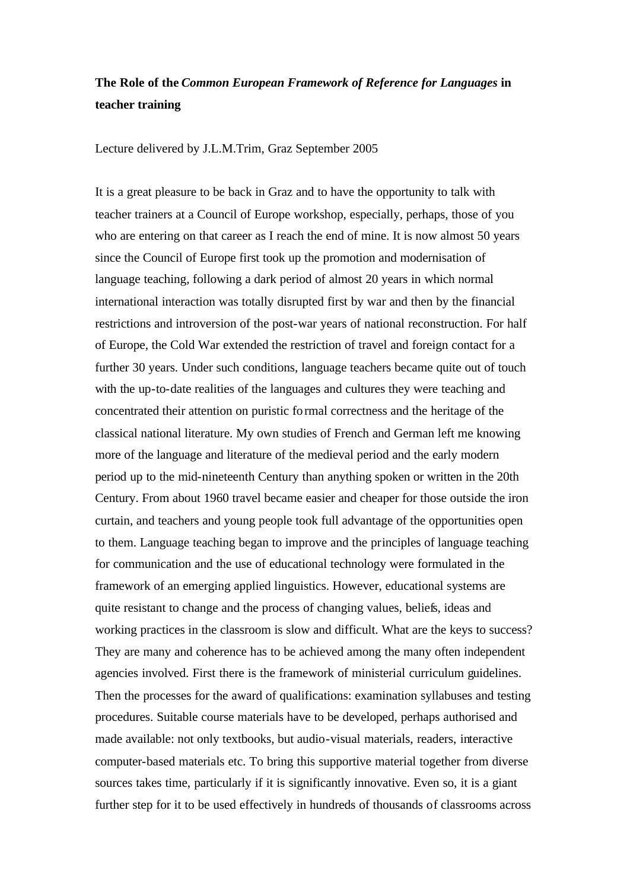# **The Role of the *Common European Framework of Reference for Languages* in teacher training**

Lecture delivered by J.L.M.Trim, Graz September 2005

It is a great pleasure to be back in Graz and to have the opportunity to talk with teacher trainers at a Council of Europe workshop, especially, perhaps, those of you who are entering on that career as I reach the end of mine. It is now almost 50 years since the Council of Europe first took up the promotion and modernisation of language teaching, following a dark period of almost 20 years in which normal international interaction was totally disrupted first by war and then by the financial restrictions and introversion of the post-war years of national reconstruction. For half of Europe, the Cold War extended the restriction of travel and foreign contact for a further 30 years. Under such conditions, language teachers became quite out of touch with the up-to-date realities of the languages and cultures they were teaching and concentrated their attention on puristic formal correctness and the heritage of the classical national literature. My own studies of French and German left me knowing more of the language and literature of the medieval period and the early modern period up to the mid-nineteenth Century than anything spoken or written in the 20th Century. From about 1960 travel became easier and cheaper for those outside the iron curtain, and teachers and young people took full advantage of the opportunities open to them. Language teaching began to improve and the principles of language teaching for communication and the use of educational technology were formulated in the framework of an emerging applied linguistics. However, educational systems are quite resistant to change and the process of changing values, beliefs, ideas and working practices in the classroom is slow and difficult. What are the keys to success? They are many and coherence has to be achieved among the many often independent agencies involved. First there is the framework of ministerial curriculum guidelines. Then the processes for the award of qualifications: examination syllabuses and testing procedures. Suitable course materials have to be developed, perhaps authorised and made available: not only textbooks, but audio-visual materials, readers, interactive computer-based materials etc. To bring this supportive material together from diverse sources takes time, particularly if it is significantly innovative. Even so, it is a giant further step for it to be used effectively in hundreds of thousands of classrooms across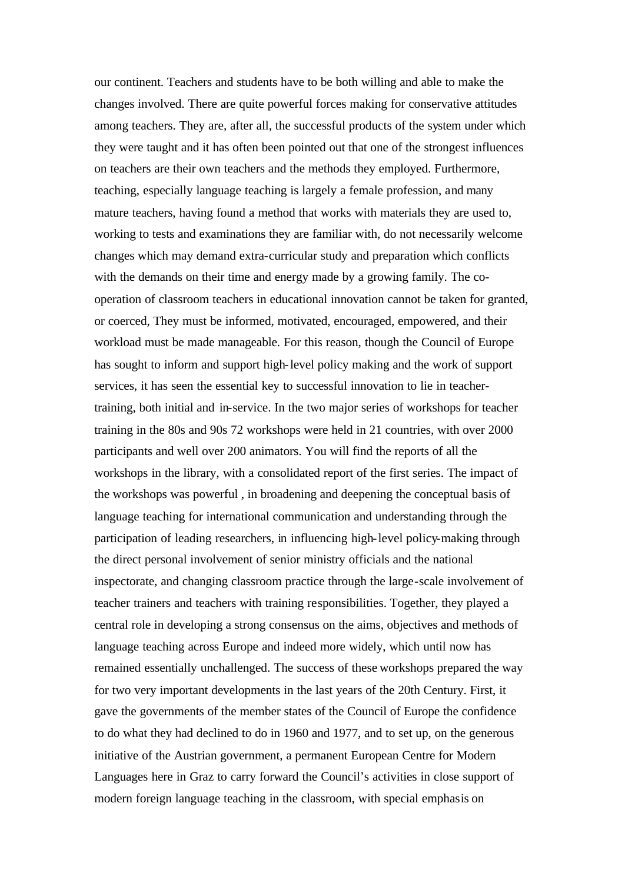our continent. Teachers and students have to be both willing and able to make the changes involved. There are quite powerful forces making for conservative attitudes among teachers. They are, after all, the successful products of the system under which they were taught and it has often been pointed out that one of the strongest influences on teachers are their own teachers and the methods they employed. Furthermore, teaching, especially language teaching is largely a female profession, and many mature teachers, having found a method that works with materials they are used to, working to tests and examinations they are familiar with, do not necessarily welcome changes which may demand extra-curricular study and preparation which conflicts with the demands on their time and energy made by a growing family. The co-operation of classroom teachers in educational innovation cannot be taken for granted, or coerced, They must be informed, motivated, encouraged, empowered, and their workload must be made manageable. For this reason, though the Council of Europe has sought to inform and support high-level policy making and the work of support services, it has seen the essential key to successful innovation to lie in teacher-training, both initial and in-service. In the two major series of workshops for teacher training in the 80s and 90s 72 workshops were held in 21 countries, with over 2000 participants and well over 200 animators. You will find the reports of all the workshops in the library, with a consolidated report of the first series. The impact of the workshops was powerful , in broadening and deepening the conceptual basis of language teaching for international communication and understanding through the participation of leading researchers, in influencing high-level policy-making through the direct personal involvement of senior ministry officials and the national inspectorate, and changing classroom practice through the large-scale involvement of teacher trainers and teachers with training responsibilities. Together, they played a central role in developing a strong consensus on the aims, objectives and methods of language teaching across Europe and indeed more widely, which until now has remained essentially unchallenged. The success of these workshops prepared the way for two very important developments in the last years of the 20th Century. First, it gave the governments of the member states of the Council of Europe the confidence to do what they had declined to do in 1960 and 1977, and to set up, on the generous initiative of the Austrian government, a permanent European Centre for Modern Languages here in Graz to carry forward the Council's activities in close support of modern foreign language teaching in the classroom, with special emphasis on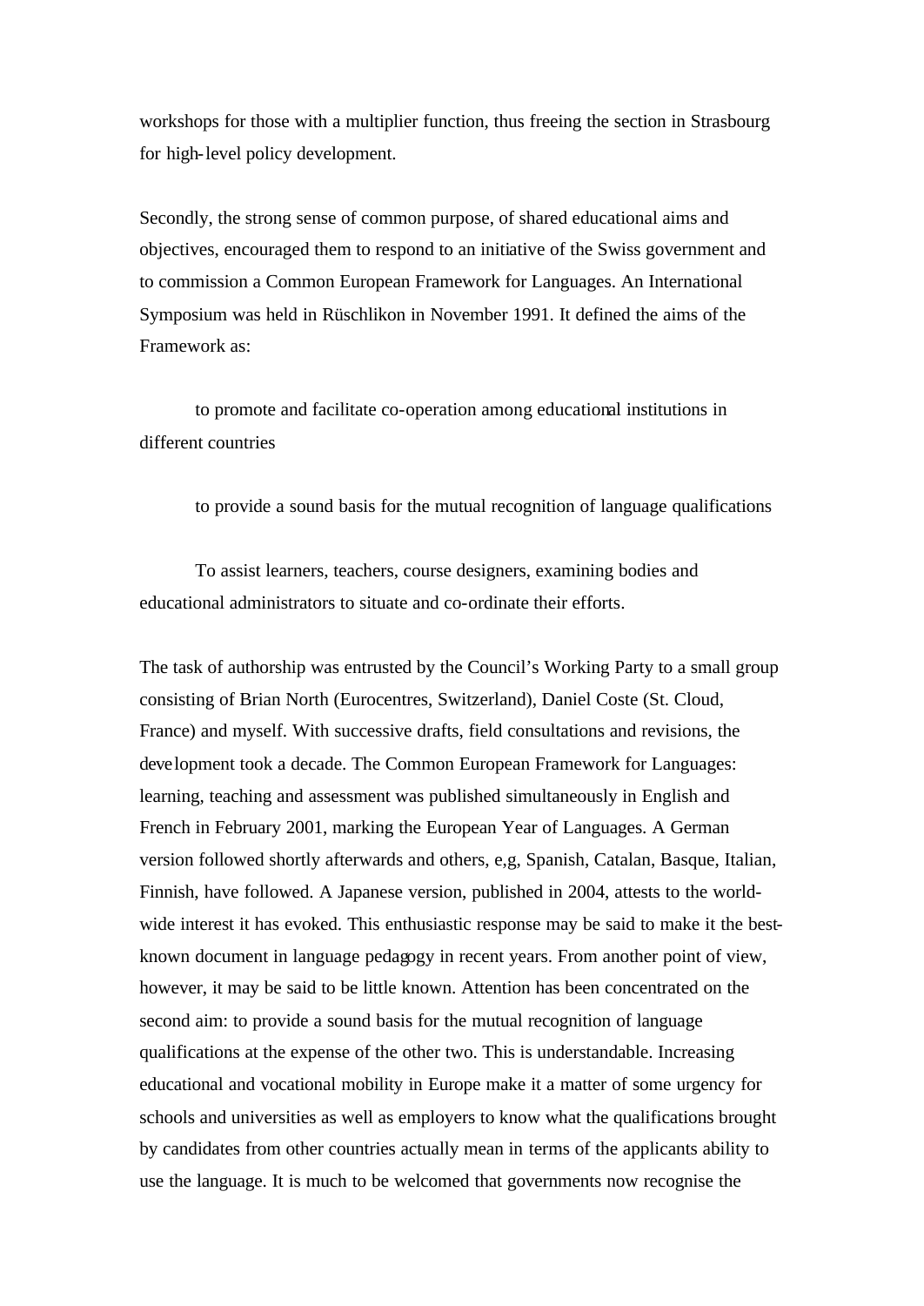workshops for those with a multiplier function, thus freeing the section in Strasbourg for high-level policy development.

Secondly, the strong sense of common purpose, of shared educational aims and objectives, encouraged them to respond to an initiative of the Swiss government and to commission a Common European Framework for Languages. An International Symposium was held in Rüschlikon in November 1991. It defined the aims of the Framework as:

to promote and facilitate co-operation among educational institutions in different countries

to provide a sound basis for the mutual recognition of language qualifications

To assist learners, teachers, course designers, examining bodies and educational administrators to situate and co-ordinate their efforts.

The task of authorship was entrusted by the Council's Working Party to a small group consisting of Brian North (Eurocentres, Switzerland), Daniel Coste (St. Cloud, France) and myself. With successive drafts, field consultations and revisions, the development took a decade. The Common European Framework for Languages: learning, teaching and assessment was published simultaneously in English and French in February 2001, marking the European Year of Languages. A German version followed shortly afterwards and others, e,g, Spanish, Catalan, Basque, Italian, Finnish, have followed. A Japanese version, published in 2004, attests to the world-wide interest it has evoked. This enthusiastic response may be said to make it the best-known document in language pedagogy in recent years. From another point of view, however, it may be said to be little known. Attention has been concentrated on the second aim: to provide a sound basis for the mutual recognition of language qualifications at the expense of the other two. This is understandable. Increasing educational and vocational mobility in Europe make it a matter of some urgency for schools and universities as well as employers to know what the qualifications brought by candidates from other countries actually mean in terms of the applicants ability to use the language. It is much to be welcomed that governments now recognise the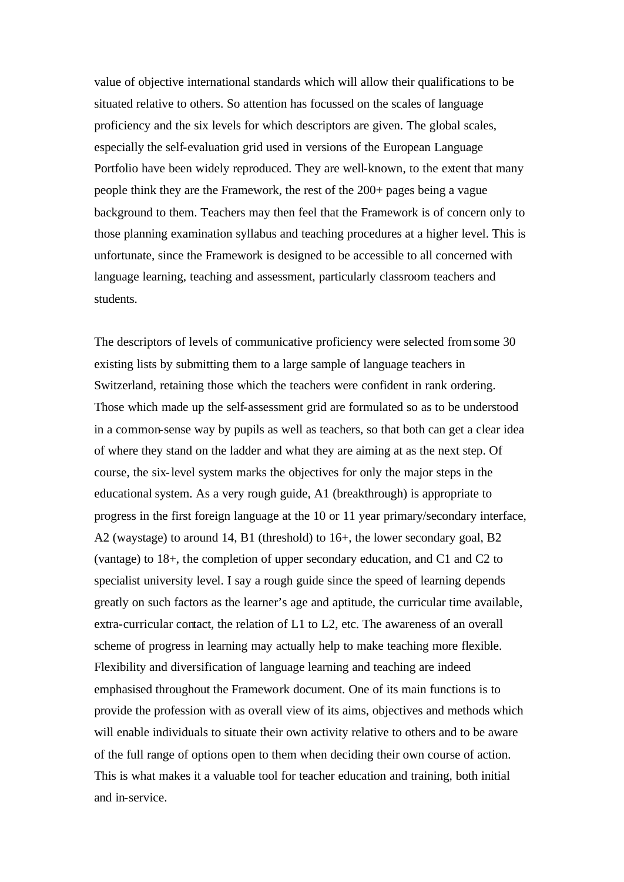value of objective international standards which will allow their qualifications to be situated relative to others. So attention has focussed on the scales of language proficiency and the six levels for which descriptors are given. The global scales, especially the self-evaluation grid used in versions of the European Language Portfolio have been widely reproduced. They are well-known, to the extent that many people think they are the Framework, the rest of the 200+ pages being a vague background to them. Teachers may then feel that the Framework is of concern only to those planning examination syllabus and teaching procedures at a higher level. This is unfortunate, since the Framework is designed to be accessible to all concerned with language learning, teaching and assessment, particularly classroom teachers and students.

The descriptors of levels of communicative proficiency were selected from some 30 existing lists by submitting them to a large sample of language teachers in Switzerland, retaining those which the teachers were confident in rank ordering. Those which made up the self-assessment grid are formulated so as to be understood in a common-sense way by pupils as well as teachers, so that both can get a clear idea of where they stand on the ladder and what they are aiming at as the next step. Of course, the six-level system marks the objectives for only the major steps in the educational system. As a very rough guide, A1 (breakthrough) is appropriate to progress in the first foreign language at the 10 or 11 year primary/secondary interface, A2 (waystage) to around 14, B1 (threshold) to 16+, the lower secondary goal, B2 (vantage) to 18+, the completion of upper secondary education, and C1 and C2 to specialist university level. I say a rough guide since the speed of learning depends greatly on such factors as the learner's age and aptitude, the curricular time available, extra-curricular contact, the relation of L1 to L2, etc. The awareness of an overall scheme of progress in learning may actually help to make teaching more flexible. Flexibility and diversification of language learning and teaching are indeed emphasised throughout the Framework document. One of its main functions is to provide the profession with as overall view of its aims, objectives and methods which will enable individuals to situate their own activity relative to others and to be aware of the full range of options open to them when deciding their own course of action. This is what makes it a valuable tool for teacher education and training, both initial and in-service.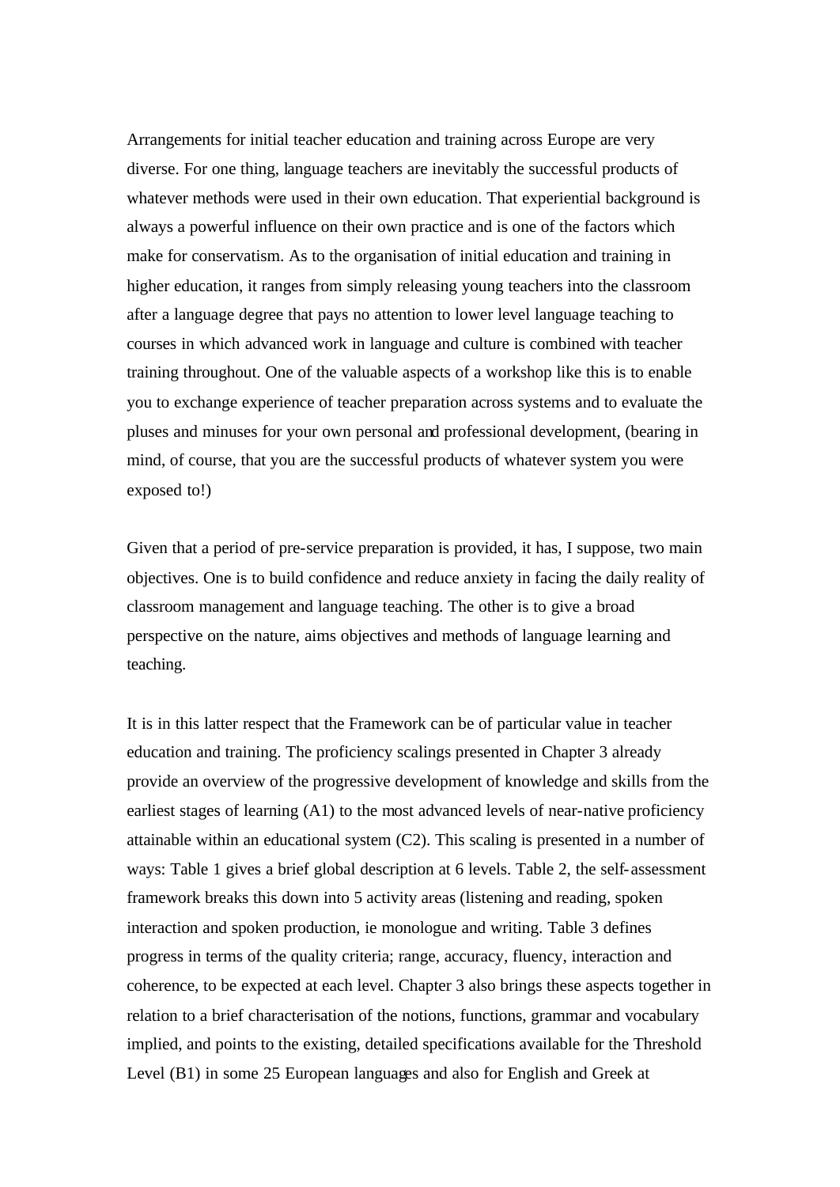Arrangements for initial teacher education and training across Europe are very diverse. For one thing, language teachers are inevitably the successful products of whatever methods were used in their own education. That experiential background is always a powerful influence on their own practice and is one of the factors which make for conservatism. As to the organisation of initial education and training in higher education, it ranges from simply releasing young teachers into the classroom after a language degree that pays no attention to lower level language teaching to courses in which advanced work in language and culture is combined with teacher training throughout. One of the valuable aspects of a workshop like this is to enable you to exchange experience of teacher preparation across systems and to evaluate the pluses and minuses for your own personal and professional development, (bearing in mind, of course, that you are the successful products of whatever system you were exposed to!)

Given that a period of pre-service preparation is provided, it has, I suppose, two main objectives. One is to build confidence and reduce anxiety in facing the daily reality of classroom management and language teaching. The other is to give a broad perspective on the nature, aims objectives and methods of language learning and teaching.

It is in this latter respect that the Framework can be of particular value in teacher education and training. The proficiency scalings presented in Chapter 3 already provide an overview of the progressive development of knowledge and skills from the earliest stages of learning (A1) to the most advanced levels of near-native proficiency attainable within an educational system (C2). This scaling is presented in a number of ways: Table 1 gives a brief global description at 6 levels. Table 2, the self-assessment framework breaks this down into 5 activity areas (listening and reading, spoken interaction and spoken production, ie monologue and writing. Table 3 defines progress in terms of the quality criteria; range, accuracy, fluency, interaction and coherence, to be expected at each level. Chapter 3 also brings these aspects together in relation to a brief characterisation of the notions, functions, grammar and vocabulary implied, and points to the existing, detailed specifications available for the Threshold Level (B1) in some 25 European languages and also for English and Greek at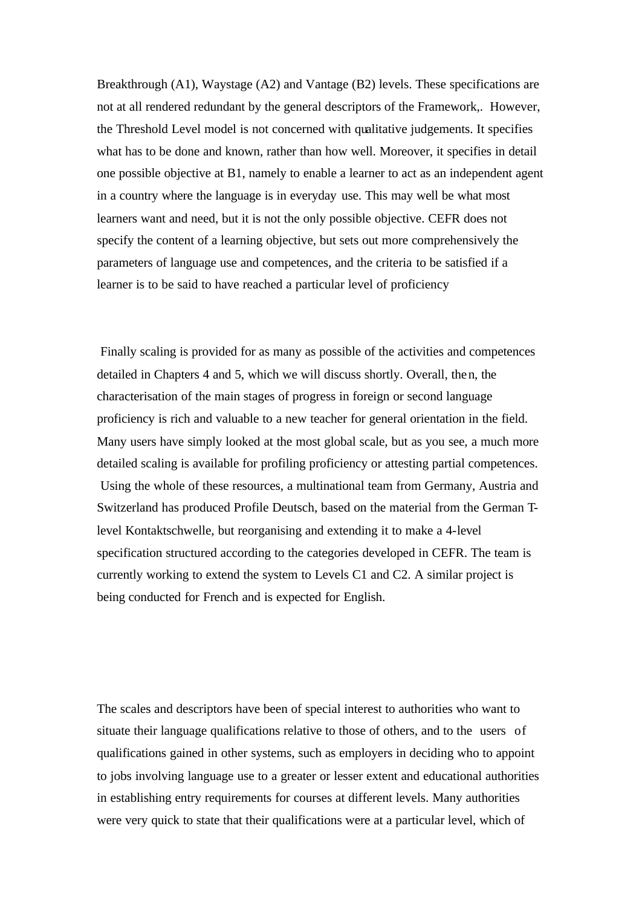Breakthrough (A1), Waystage (A2) and Vantage (B2) levels. These specifications are not at all rendered redundant by the general descriptors of the Framework,. However, the Threshold Level model is not concerned with qualitative judgements. It specifies what has to be done and known, rather than how well. Moreover, it specifies in detail one possible objective at B1, namely to enable a learner to act as an independent agent in a country where the language is in everyday use. This may well be what most learners want and need, but it is not the only possible objective. CEFR does not specify the content of a learning objective, but sets out more comprehensively the parameters of language use and competences, and the criteria to be satisfied if a learner is to be said to have reached a particular level of proficiency

Finally scaling is provided for as many as possible of the activities and competences detailed in Chapters 4 and 5, which we will discuss shortly. Overall, then, the characterisation of the main stages of progress in foreign or second language proficiency is rich and valuable to a new teacher for general orientation in the field. Many users have simply looked at the most global scale, but as you see, a much more detailed scaling is available for profiling proficiency or attesting partial competences. Using the whole of these resources, a multinational team from Germany, Austria and Switzerland has produced Profile Deutsch, based on the material from the German T-level Kontaktschwelle, but reorganising and extending it to make a 4-level specification structured according to the categories developed in CEFR. The team is currently working to extend the system to Levels C1 and C2. A similar project is being conducted for French and is expected for English.

The scales and descriptors have been of special interest to authorities who want to situate their language qualifications relative to those of others, and to the users of qualifications gained in other systems, such as employers in deciding who to appoint to jobs involving language use to a greater or lesser extent and educational authorities in establishing entry requirements for courses at different levels. Many authorities were very quick to state that their qualifications were at a particular level, which of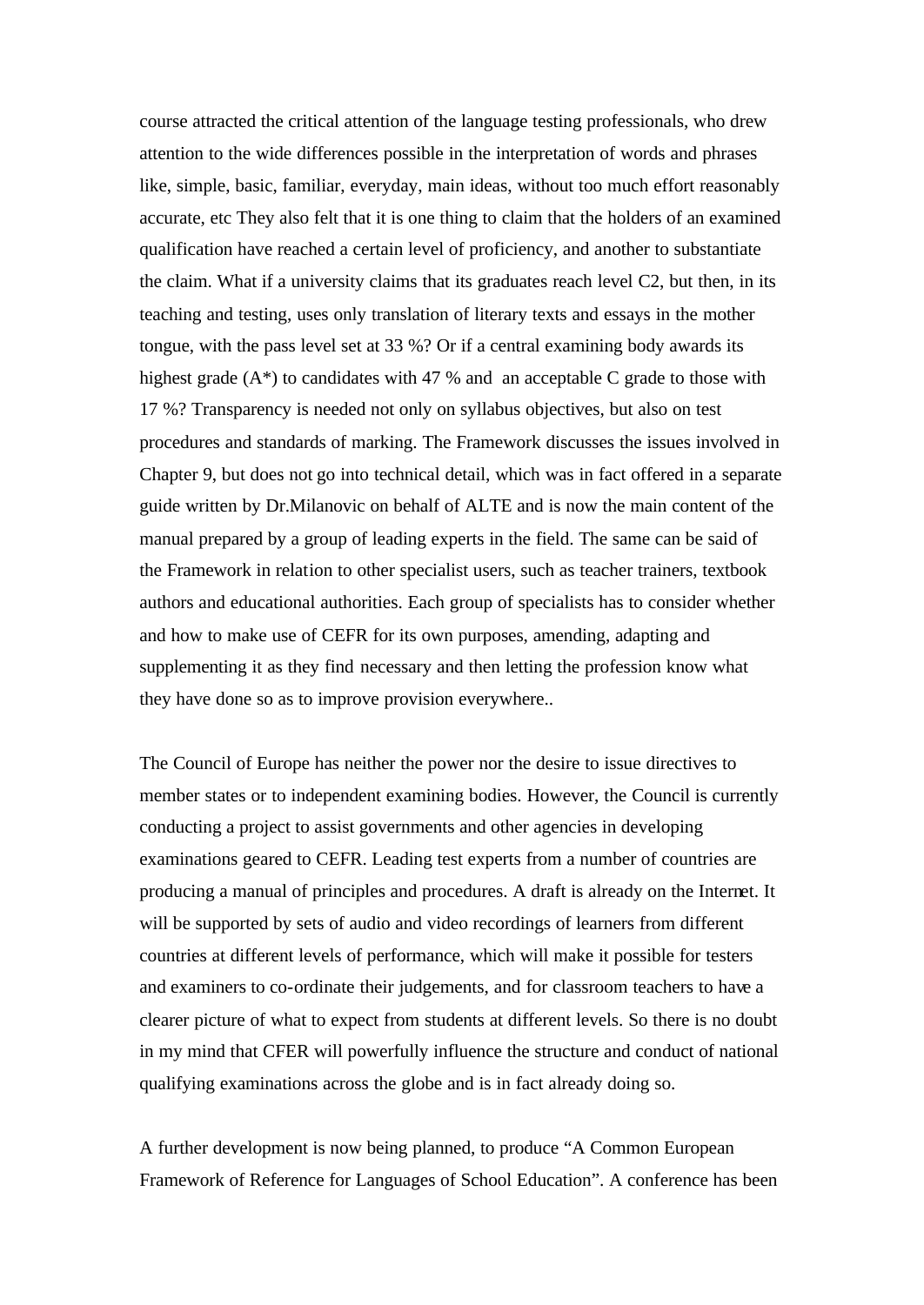course attracted the critical attention of the language testing professionals, who drew attention to the wide differences possible in the interpretation of words and phrases like, simple, basic, familiar, everyday, main ideas, without too much effort reasonably accurate, etc They also felt that it is one thing to claim that the holders of an examined qualification have reached a certain level of proficiency, and another to substantiate the claim. What if a university claims that its graduates reach level C2, but then, in its teaching and testing, uses only translation of literary texts and essays in the mother tongue, with the pass level set at 33 %? Or if a central examining body awards its highest grade (A*) to candidates with 47 % and an acceptable C grade to those with 17 %? Transparency is needed not only on syllabus objectives, but also on test procedures and standards of marking. The Framework discusses the issues involved in Chapter 9, but does not go into technical detail, which was in fact offered in a separate guide written by Dr.Milanovic on behalf of ALTE and is now the main content of the manual prepared by a group of leading experts in the field. The same can be said of the Framework in relation to other specialist users, such as teacher trainers, textbook authors and educational authorities. Each group of specialists has to consider whether and how to make use of CEFR for its own purposes, amending, adapting and supplementing it as they find necessary and then letting the profession know what they have done so as to improve provision everywhere..

The Council of Europe has neither the power nor the desire to issue directives to member states or to independent examining bodies. However, the Council is currently conducting a project to assist governments and other agencies in developing examinations geared to CEFR. Leading test experts from a number of countries are producing a manual of principles and procedures. A draft is already on the Internet. It will be supported by sets of audio and video recordings of learners from different countries at different levels of performance, which will make it possible for testers and examiners to co-ordinate their judgements, and for classroom teachers to have a clearer picture of what to expect from students at different levels. So there is no doubt in my mind that CFER will powerfully influence the structure and conduct of national qualifying examinations across the globe and is in fact already doing so.

A further development is now being planned, to produce “A Common European Framework of Reference for Languages of School Education”. A conference has been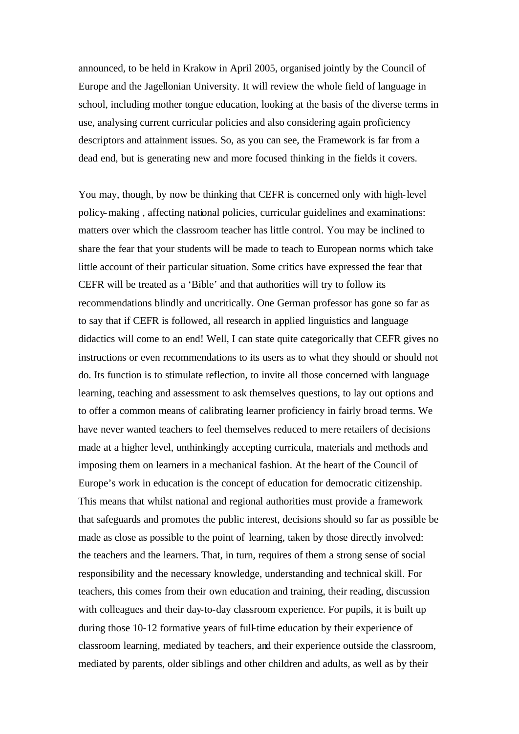announced, to be held in Krakow in April 2005, organised jointly by the Council of Europe and the Jagellonian University. It will review the whole field of language in school, including mother tongue education, looking at the basis of the diverse terms in use, analysing current curricular policies and also considering again proficiency descriptors and attainment issues. So, as you can see, the Framework is far from a dead end, but is generating new and more focused thinking in the fields it covers.

You may, though, by now be thinking that CEFR is concerned only with high-level policy-making , affecting national policies, curricular guidelines and examinations: matters over which the classroom teacher has little control. You may be inclined to share the fear that your students will be made to teach to European norms which take little account of their particular situation. Some critics have expressed the fear that CEFR will be treated as a 'Bible' and that authorities will try to follow its recommendations blindly and uncritically. One German professor has gone so far as to say that if CEFR is followed, all research in applied linguistics and language didactics will come to an end! Well, I can state quite categorically that CEFR gives no instructions or even recommendations to its users as to what they should or should not do. Its function is to stimulate reflection, to invite all those concerned with language learning, teaching and assessment to ask themselves questions, to lay out options and to offer a common means of calibrating learner proficiency in fairly broad terms. We have never wanted teachers to feel themselves reduced to mere retailers of decisions made at a higher level, unthinkingly accepting curricula, materials and methods and imposing them on learners in a mechanical fashion. At the heart of the Council of Europe's work in education is the concept of education for democratic citizenship. This means that whilst national and regional authorities must provide a framework that safeguards and promotes the public interest, decisions should so far as possible be made as close as possible to the point of learning, taken by those directly involved: the teachers and the learners. That, in turn, requires of them a strong sense of social responsibility and the necessary knowledge, understanding and technical skill. For teachers, this comes from their own education and training, their reading, discussion with colleagues and their day-to-day classroom experience. For pupils, it is built up during those 10-12 formative years of full-time education by their experience of classroom learning, mediated by teachers, and their experience outside the classroom, mediated by parents, older siblings and other children and adults, as well as by their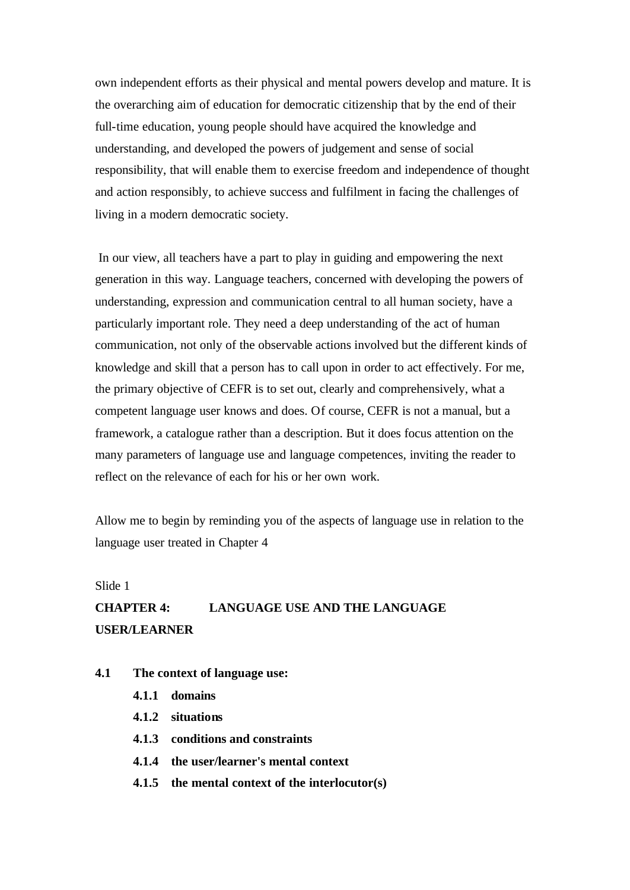own independent efforts as their physical and mental powers develop and mature. It is the overarching aim of education for democratic citizenship that by the end of their full-time education, young people should have acquired the knowledge and understanding, and developed the powers of judgement and sense of social responsibility, that will enable them to exercise freedom and independence of thought and action responsibly, to achieve success and fulfilment in facing the challenges of living in a modern democratic society.

In our view, all teachers have a part to play in guiding and empowering the next generation in this way. Language teachers, concerned with developing the powers of understanding, expression and communication central to all human society, have a particularly important role. They need a deep understanding of the act of human communication, not only of the observable actions involved but the different kinds of knowledge and skill that a person has to call upon in order to act effectively. For me, the primary objective of CEFR is to set out, clearly and comprehensively, what a competent language user knows and does. Of course, CEFR is not a manual, but a framework, a catalogue rather than a description. But it does focus attention on the many parameters of language use and language competences, inviting the reader to reflect on the relevance of each for his or her own work.

Allow me to begin by reminding you of the aspects of language use in relation to the language user treated in Chapter 4

Slide 1

**CHAPTER 4: LANGUAGE USE AND THE LANGUAGE USER/LEARNER**

**4.1 The context of language use:**

- **4.1.1 domains**
- **4.1.2 situations**
- **4.1.3 conditions and constraints**
- **4.1.4 the user/learner's mental context**
- **4.1.5 the mental context of the interlocutor(s)**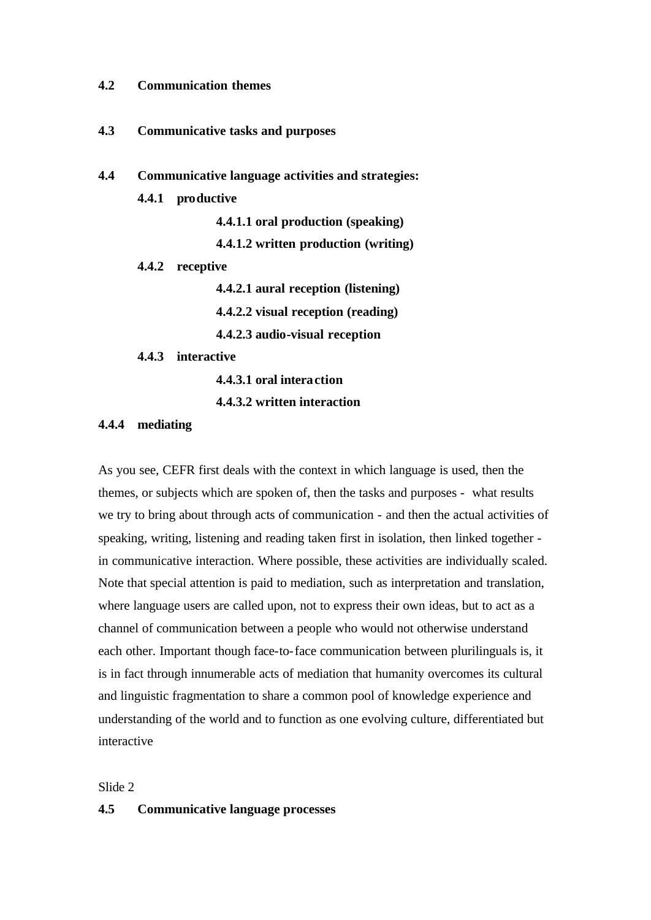**4.2 Communication themes**

**4.3 Communicative tasks and purposes**

**4.4 Communicative language activities and strategies:**

**4.4.1 productive**

**4.4.1.1 oral production (speaking)**

**4.4.1.2 written production (writing)**

**4.4.2 receptive**

**4.4.2.1 aural reception (listening)**

**4.4.2.2 visual reception (reading)**

**4.4.2.3 audio-visual reception**

**4.4.3 interactive**

**4.4.3.1 oral interaction**

**4.4.3.2 written interaction**

**4.4.4 mediating**

As you see, CEFR first deals with the context in which language is used, then the themes, or subjects which are spoken of, then the tasks and purposes - what results we try to bring about through acts of communication - and then the actual activities of speaking, writing, listening and reading taken first in isolation, then linked together - in communicative interaction. Where possible, these activities are individually scaled. Note that special attention is paid to mediation, such as interpretation and translation, where language users are called upon, not to express their own ideas, but to act as a channel of communication between a people who would not otherwise understand each other. Important though face-to-face communication between plurilinguals is, it is in fact through innumerable acts of mediation that humanity overcomes its cultural and linguistic fragmentation to share a common pool of knowledge experience and understanding of the world and to function as one evolving culture, differentiated but interactive

Slide 2

**4.5 Communicative language processes**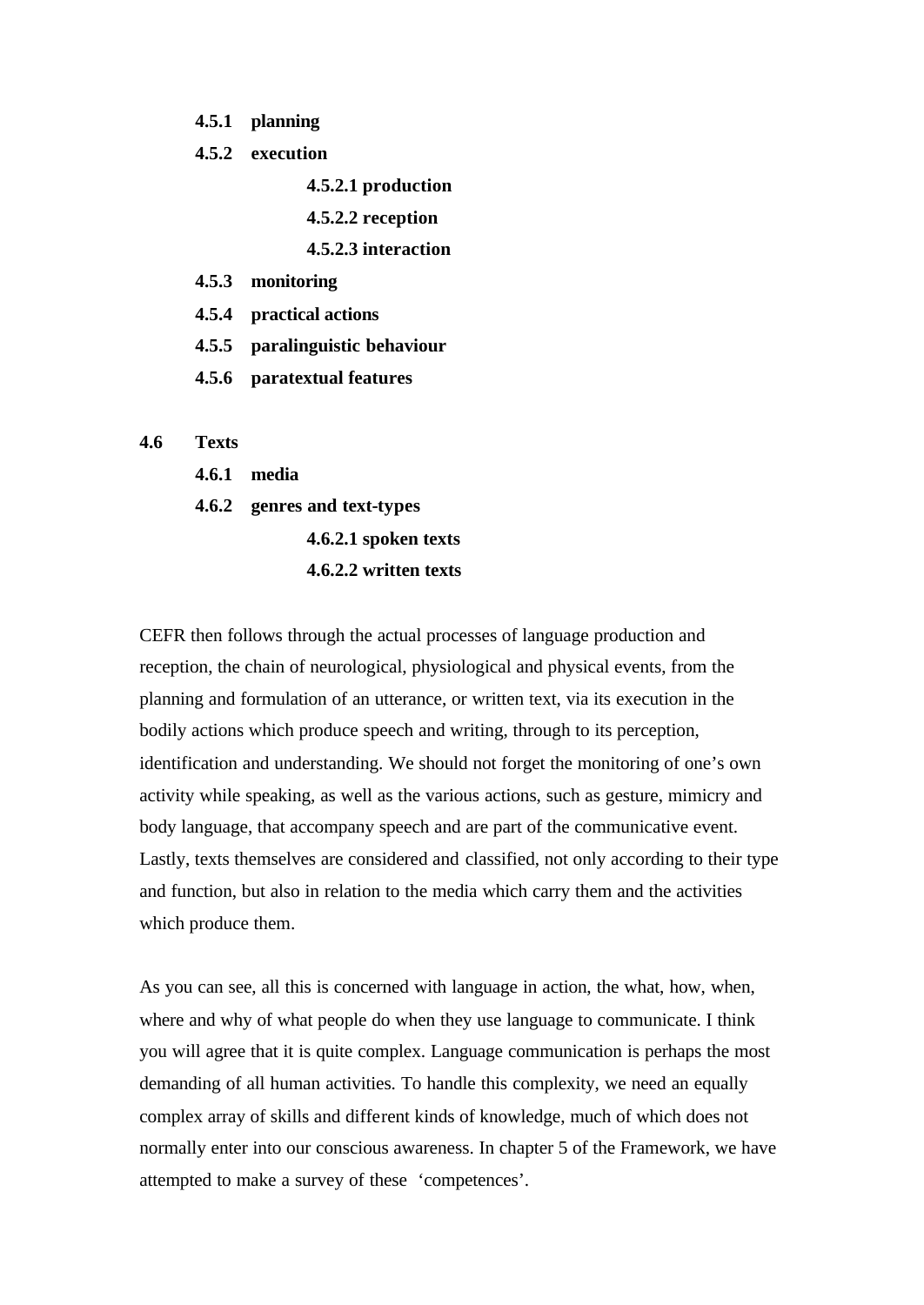**4.5.1 planning**

**4.5.2 execution**

**4.5.2.1 production**

**4.5.2.2 reception**

**4.5.2.3 interaction**

**4.5.3 monitoring**

**4.5.4 practical actions**

**4.5.5 paralinguistic behaviour**

**4.5.6 paratextual features**

**4.6 Texts**

**4.6.1 media**

**4.6.2 genres and text-types**

**4.6.2.1 spoken texts**

**4.6.2.2 written texts**

CEFR then follows through the actual processes of language production and reception, the chain of neurological, physiological and physical events, from the planning and formulation of an utterance, or written text, via its execution in the bodily actions which produce speech and writing, through to its perception, identification and understanding. We should not forget the monitoring of one's own activity while speaking, as well as the various actions, such as gesture, mimicry and body language, that accompany speech and are part of the communicative event. Lastly, texts themselves are considered and classified, not only according to their type and function, but also in relation to the media which carry them and the activities which produce them.

As you can see, all this is concerned with language in action, the what, how, when, where and why of what people do when they use language to communicate. I think you will agree that it is quite complex. Language communication is perhaps the most demanding of all human activities. To handle this complexity, we need an equally complex array of skills and different kinds of knowledge, much of which does not normally enter into our conscious awareness. In chapter 5 of the Framework, we have attempted to make a survey of these 'competences'.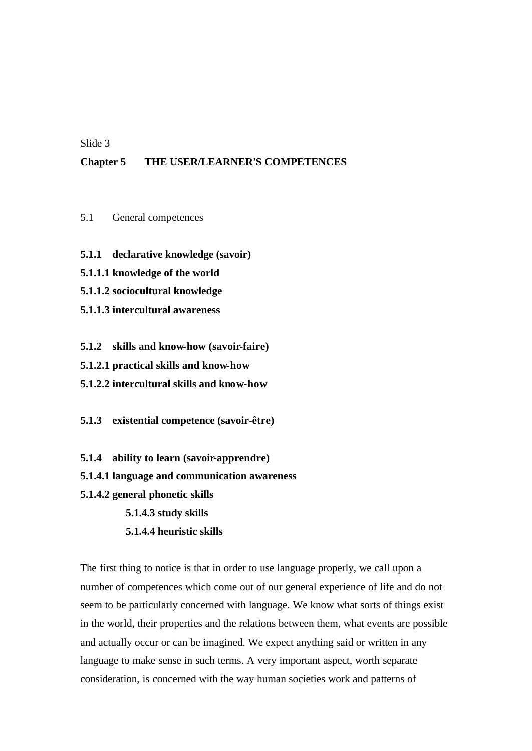Slide 3

**Chapter 5 THE USER/LEARNER'S COMPETENCES**

5.1 General competences

**5.1.1 declarative knowledge (savoir)**

**5.1.1.1 knowledge of the world**

**5.1.1.2 sociocultural knowledge**

**5.1.1.3 intercultural awareness**

**5.1.2 skills and know-how (savoir-faire)**

**5.1.2.1 practical skills and know-how**

**5.1.2.2 intercultural skills and know-how**

**5.1.3 existential competence (savoir-être)**

**5.1.4 ability to learn (savoir-apprendre)**

**5.1.4.1 language and communication awareness**

**5.1.4.2 general phonetic skills**

**5.1.4.3 study skills**

**5.1.4.4 heuristic skills**

The first thing to notice is that in order to use language properly, we call upon a number of competences which come out of our general experience of life and do not seem to be particularly concerned with language. We know what sorts of things exist in the world, their properties and the relations between them, what events are possible and actually occur or can be imagined. We expect anything said or written in any language to make sense in such terms. A very important aspect, worth separate consideration, is concerned with the way human societies work and patterns of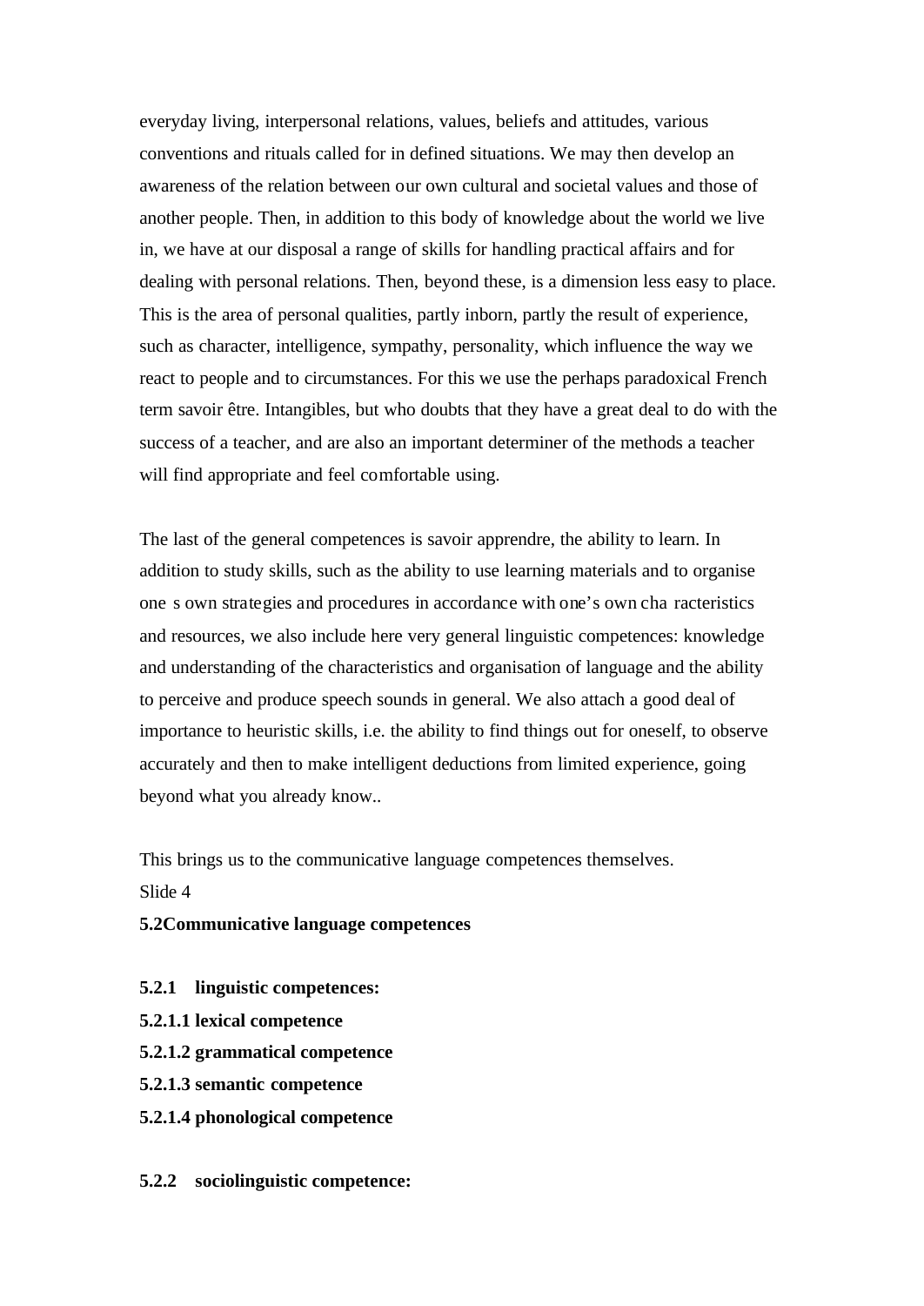everyday living, interpersonal relations, values, beliefs and attitudes, various conventions and rituals called for in defined situations. We may then develop an awareness of the relation between our own cultural and societal values and those of another people. Then, in addition to this body of knowledge about the world we live in, we have at our disposal a range of skills for handling practical affairs and for dealing with personal relations. Then, beyond these, is a dimension less easy to place. This is the area of personal qualities, partly inborn, partly the result of experience, such as character, intelligence, sympathy, personality, which influence the way we react to people and to circumstances. For this we use the perhaps paradoxical French term savoir être. Intangibles, but who doubts that they have a great deal to do with the success of a teacher, and are also an important determiner of the methods a teacher will find appropriate and feel comfortable using.

The last of the general competences is savoir apprendre, the ability to learn. In addition to study skills, such as the ability to use learning materials and to organise one s own strategies and procedures in accordance with one's own cha racteristics and resources, we also include here very general linguistic competences: knowledge and understanding of the characteristics and organisation of language and the ability to perceive and produce speech sounds in general. We also attach a good deal of importance to heuristic skills, i.e. the ability to find things out for oneself, to observe accurately and then to make intelligent deductions from limited experience, going beyond what you already know..

This brings us to the communicative language competences themselves.

Slide 4

**5.2Communicative language competences**

**5.2.1 linguistic competences:**

**5.2.1.1 lexical competence**

**5.2.1.2 grammatical competence**

**5.2.1.3 semantic competence**

**5.2.1.4 phonological competence**

**5.2.2 sociolinguistic competence:**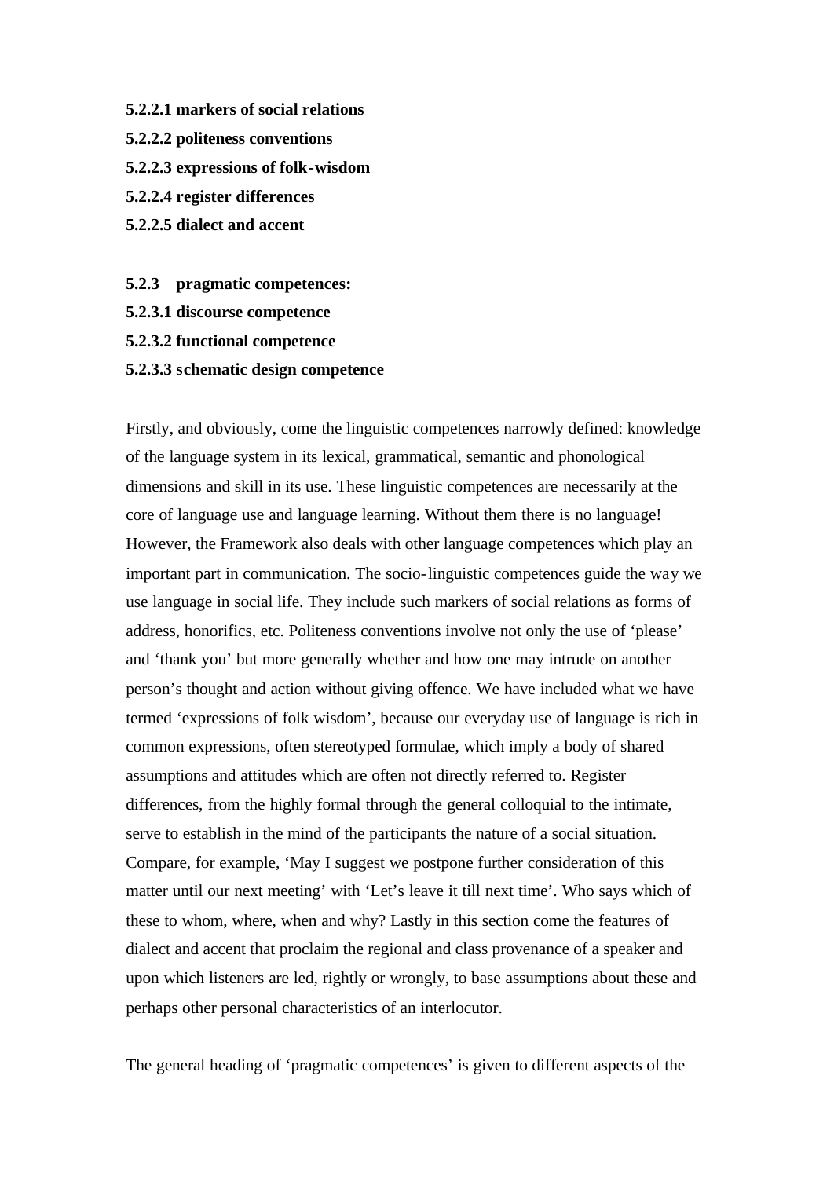**5.2.2.1 markers of social relations**

**5.2.2.2 politeness conventions**

**5.2.2.3 expressions of folk-wisdom**

**5.2.2.4 register differences**

**5.2.2.5 dialect and accent**

**5.2.3 pragmatic competences:**

**5.2.3.1 discourse competence**

**5.2.3.2 functional competence**

**5.2.3.3 schematic design competence**

Firstly, and obviously, come the linguistic competences narrowly defined: knowledge of the language system in its lexical, grammatical, semantic and phonological dimensions and skill in its use. These linguistic competences are necessarily at the core of language use and language learning. Without them there is no language! However, the Framework also deals with other language competences which play an important part in communication. The socio-linguistic competences guide the way we use language in social life. They include such markers of social relations as forms of address, honorifics, etc. Politeness conventions involve not only the use of 'please' and 'thank you' but more generally whether and how one may intrude on another person's thought and action without giving offence. We have included what we have termed 'expressions of folk wisdom', because our everyday use of language is rich in common expressions, often stereotyped formulae, which imply a body of shared assumptions and attitudes which are often not directly referred to. Register differences, from the highly formal through the general colloquial to the intimate, serve to establish in the mind of the participants the nature of a social situation. Compare, for example, 'May I suggest we postpone further consideration of this matter until our next meeting' with 'Let's leave it till next time'. Who says which of these to whom, where, when and why? Lastly in this section come the features of dialect and accent that proclaim the regional and class provenance of a speaker and upon which listeners are led, rightly or wrongly, to base assumptions about these and perhaps other personal characteristics of an interlocutor.

The general heading of 'pragmatic competences' is given to different aspects of the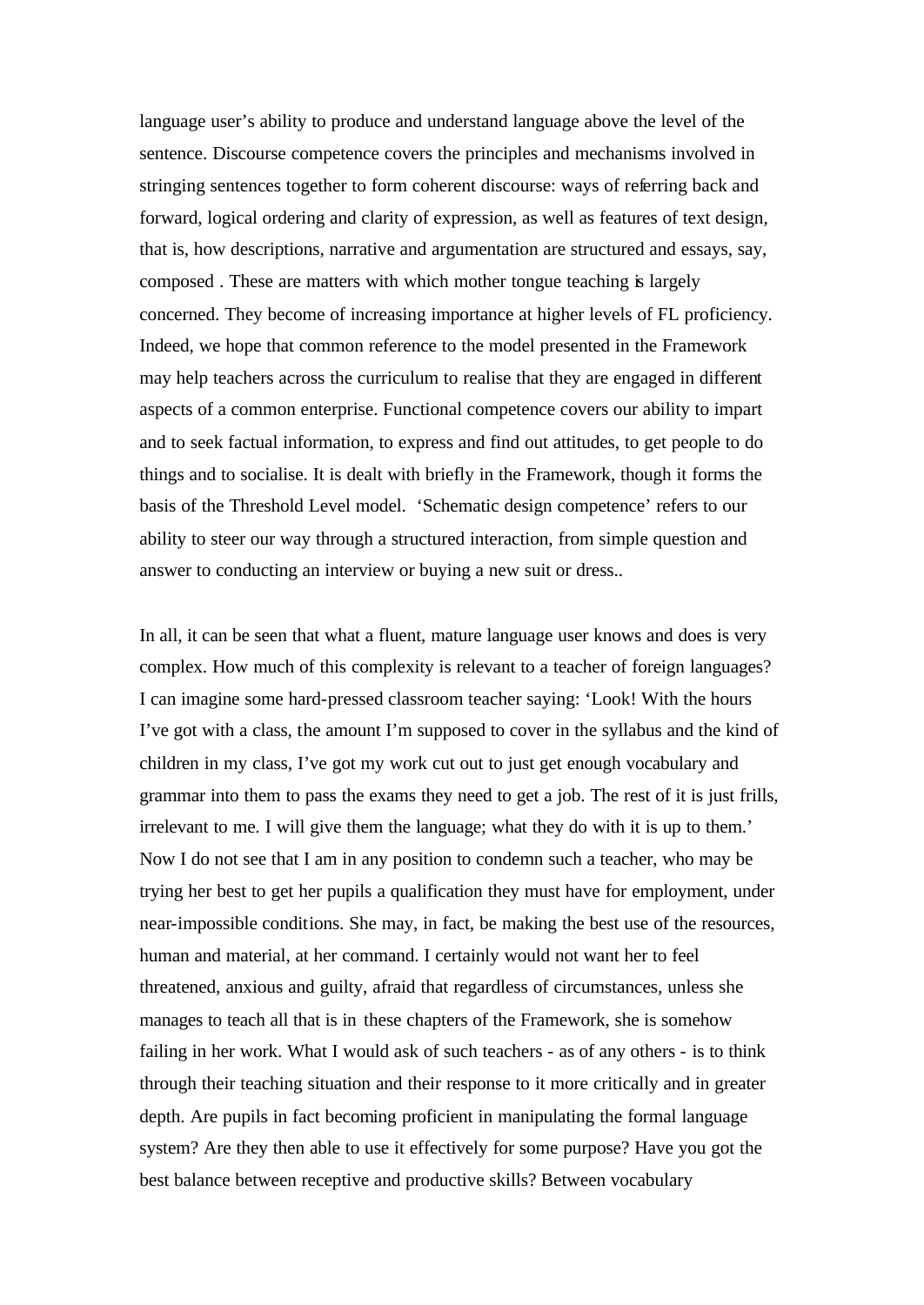language user's ability to produce and understand language above the level of the sentence. Discourse competence covers the principles and mechanisms involved in stringing sentences together to form coherent discourse: ways of referring back and forward, logical ordering and clarity of expression, as well as features of text design, that is, how descriptions, narrative and argumentation are structured and essays, say, composed . These are matters with which mother tongue teaching is largely concerned. They become of increasing importance at higher levels of FL proficiency. Indeed, we hope that common reference to the model presented in the Framework may help teachers across the curriculum to realise that they are engaged in different aspects of a common enterprise. Functional competence covers our ability to impart and to seek factual information, to express and find out attitudes, to get people to do things and to socialise. It is dealt with briefly in the Framework, though it forms the basis of the Threshold Level model. 'Schematic design competence' refers to our ability to steer our way through a structured interaction, from simple question and answer to conducting an interview or buying a new suit or dress..

In all, it can be seen that what a fluent, mature language user knows and does is very complex. How much of this complexity is relevant to a teacher of foreign languages? I can imagine some hard-pressed classroom teacher saying: 'Look! With the hours I've got with a class, the amount I'm supposed to cover in the syllabus and the kind of children in my class, I've got my work cut out to just get enough vocabulary and grammar into them to pass the exams they need to get a job. The rest of it is just frills, irrelevant to me. I will give them the language; what they do with it is up to them.' Now I do not see that I am in any position to condemn such a teacher, who may be trying her best to get her pupils a qualification they must have for employment, under near-impossible conditions. She may, in fact, be making the best use of the resources, human and material, at her command. I certainly would not want her to feel threatened, anxious and guilty, afraid that regardless of circumstances, unless she manages to teach all that is in these chapters of the Framework, she is somehow failing in her work. What I would ask of such teachers - as of any others - is to think through their teaching situation and their response to it more critically and in greater depth. Are pupils in fact becoming proficient in manipulating the formal language system? Are they then able to use it effectively for some purpose? Have you got the best balance between receptive and productive skills? Between vocabulary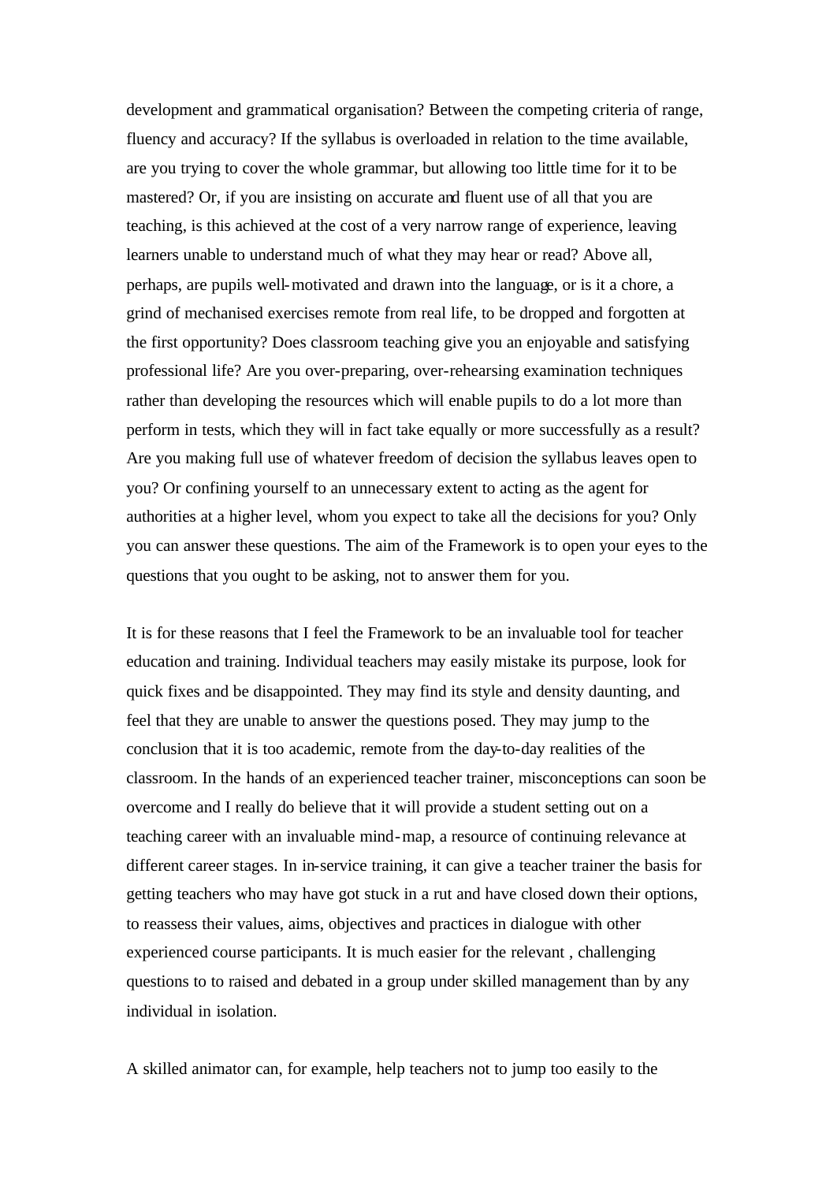development and grammatical organisation? Between the competing criteria of range, fluency and accuracy? If the syllabus is overloaded in relation to the time available, are you trying to cover the whole grammar, but allowing too little time for it to be mastered? Or, if you are insisting on accurate and fluent use of all that you are teaching, is this achieved at the cost of a very narrow range of experience, leaving learners unable to understand much of what they may hear or read? Above all, perhaps, are pupils well-motivated and drawn into the language, or is it a chore, a grind of mechanised exercises remote from real life, to be dropped and forgotten at the first opportunity? Does classroom teaching give you an enjoyable and satisfying professional life? Are you over-preparing, over-rehearsing examination techniques rather than developing the resources which will enable pupils to do a lot more than perform in tests, which they will in fact take equally or more successfully as a result? Are you making full use of whatever freedom of decision the syllabus leaves open to you? Or confining yourself to an unnecessary extent to acting as the agent for authorities at a higher level, whom you expect to take all the decisions for you? Only you can answer these questions. The aim of the Framework is to open your eyes to the questions that you ought to be asking, not to answer them for you.

It is for these reasons that I feel the Framework to be an invaluable tool for teacher education and training. Individual teachers may easily mistake its purpose, look for quick fixes and be disappointed. They may find its style and density daunting, and feel that they are unable to answer the questions posed. They may jump to the conclusion that it is too academic, remote from the day-to-day realities of the classroom. In the hands of an experienced teacher trainer, misconceptions can soon be overcome and I really do believe that it will provide a student setting out on a teaching career with an invaluable mind-map, a resource of continuing relevance at different career stages. In in-service training, it can give a teacher trainer the basis for getting teachers who may have got stuck in a rut and have closed down their options, to reassess their values, aims, objectives and practices in dialogue with other experienced course participants. It is much easier for the relevant , challenging questions to to raised and debated in a group under skilled management than by any individual in isolation.

A skilled animator can, for example, help teachers not to jump too easily to the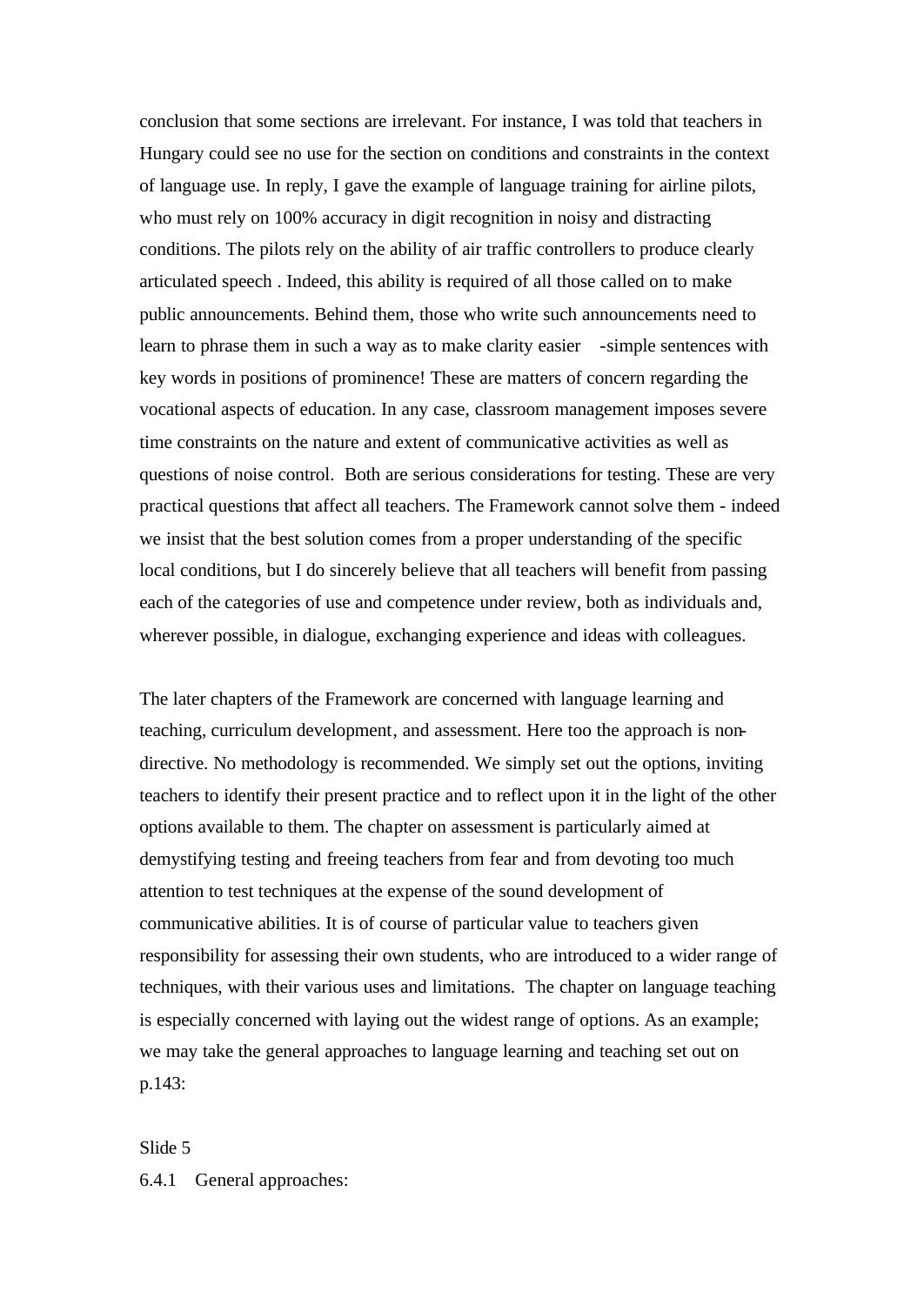conclusion that some sections are irrelevant. For instance, I was told that teachers in Hungary could see no use for the section on conditions and constraints in the context of language use. In reply, I gave the example of language training for airline pilots, who must rely on 100% accuracy in digit recognition in noisy and distracting conditions. The pilots rely on the ability of air traffic controllers to produce clearly articulated speech . Indeed, this ability is required of all those called on to make public announcements. Behind them, those who write such announcements need to learn to phrase them in such a way as to make clarity easier -simple sentences with key words in positions of prominence! These are matters of concern regarding the vocational aspects of education. In any case, classroom management imposes severe time constraints on the nature and extent of communicative activities as well as questions of noise control. Both are serious considerations for testing. These are very practical questions that affect all teachers. The Framework cannot solve them - indeed we insist that the best solution comes from a proper understanding of the specific local conditions, but I do sincerely believe that all teachers will benefit from passing each of the categories of use and competence under review, both as individuals and, wherever possible, in dialogue, exchanging experience and ideas with colleagues.

The later chapters of the Framework are concerned with language learning and teaching, curriculum development, and assessment. Here too the approach is non-directive. No methodology is recommended. We simply set out the options, inviting teachers to identify their present practice and to reflect upon it in the light of the other options available to them. The chapter on assessment is particularly aimed at demystifying testing and freeing teachers from fear and from devoting too much attention to test techniques at the expense of the sound development of communicative abilities. It is of course of particular value to teachers given responsibility for assessing their own students, who are introduced to a wider range of techniques, with their various uses and limitations. The chapter on language teaching is especially concerned with laying out the widest range of options. As an example; we may take the general approaches to language learning and teaching set out on p.143:

Slide 5

6.4.1 General approaches: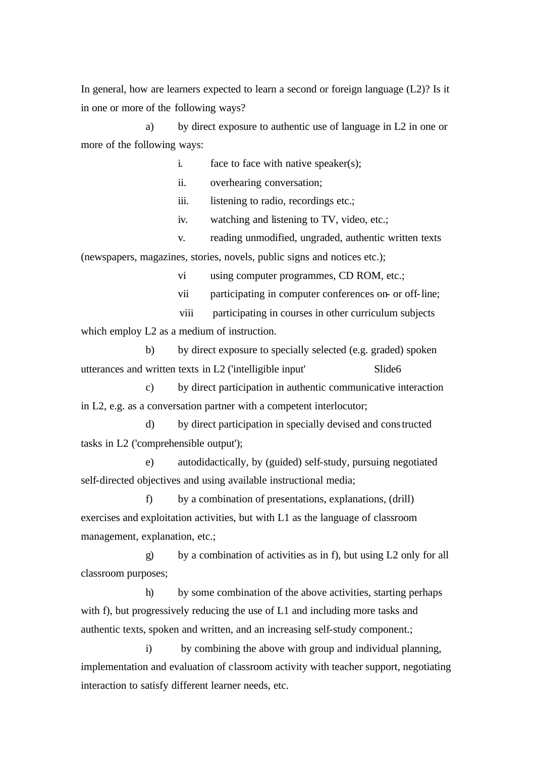In general, how are learners expected to learn a second or foreign language (L2)? Is it in one or more of the following ways?

a) by direct exposure to authentic use of language in L2 in one or more of the following ways:

   i. face to face with native speaker(s);
   ii. overhearing conversation;
   iii. listening to radio, recordings etc.;
   iv. watching and listening to TV, video, etc.;
   v. reading unmodified, ungraded, authentic written texts (newspapers, magazines, stories, novels, public signs and notices etc.);
   vi using computer programmes, CD ROM, etc.;
   vii participating in computer conferences on- or off-line;
   viii participating in courses in other curriculum subjects which employ L2 as a medium of instruction.

b) by direct exposure to specially selected (e.g. graded) spoken utterances and written texts in L2 ('intelligible input' Slide6

c) by direct participation in authentic communicative interaction in L2, e.g. as a conversation partner with a competent interlocutor;

d) by direct participation in specially devised and constructed tasks in L2 ('comprehensible output');

e) autodidactically, by (guided) self-study, pursuing negotiated self-directed objectives and using available instructional media;

f) by a combination of presentations, explanations, (drill) exercises and exploitation activities, but with L1 as the language of classroom management, explanation, etc.;

g) by a combination of activities as in f), but using L2 only for all classroom purposes;

h) by some combination of the above activities, starting perhaps with f), but progressively reducing the use of L1 and including more tasks and authentic texts, spoken and written, and an increasing self-study component.;

i) by combining the above with group and individual planning, implementation and evaluation of classroom activity with teacher support, negotiating interaction to satisfy different learner needs, etc.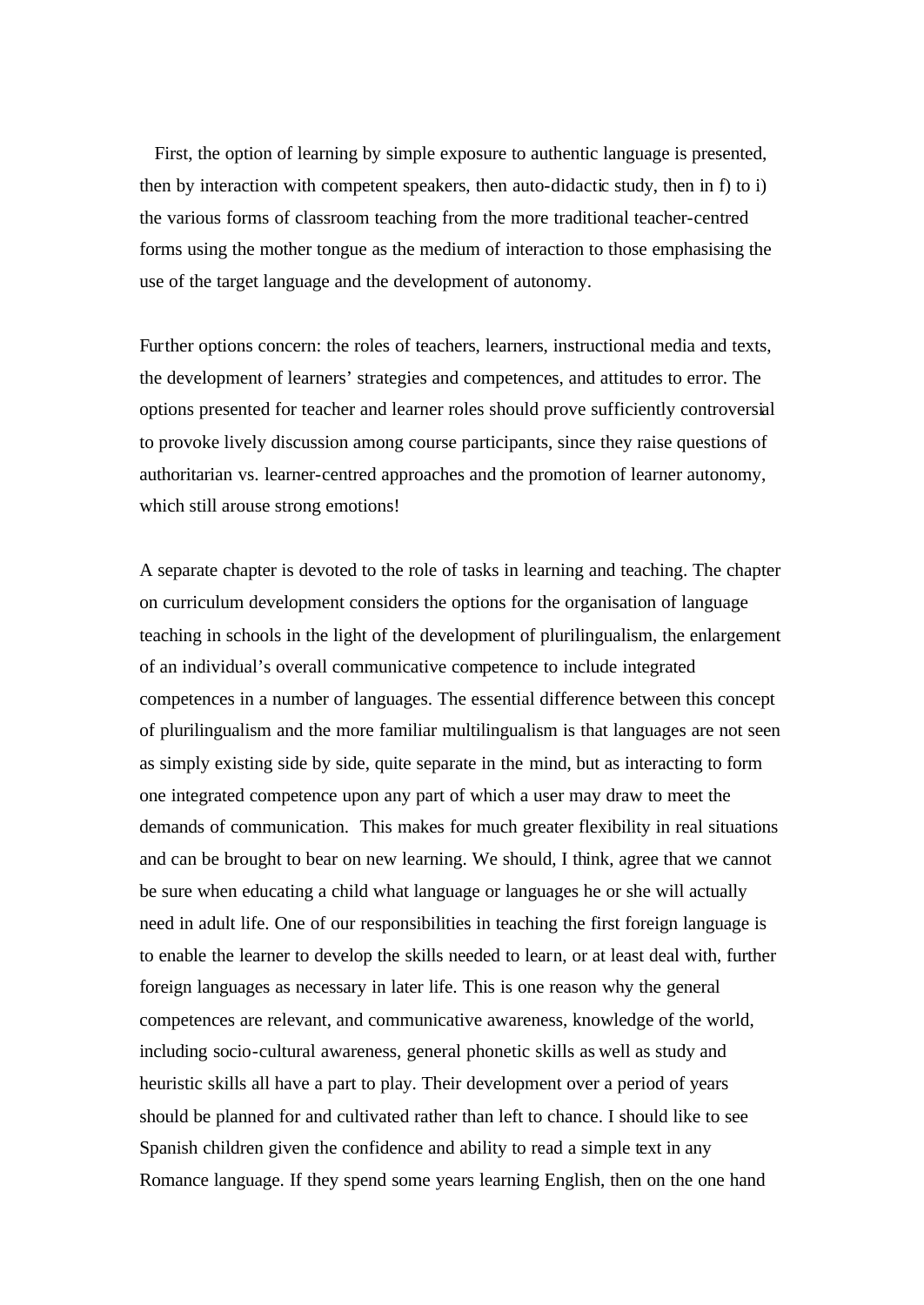First, the option of learning by simple exposure to authentic language is presented, then by interaction with competent speakers, then auto-didactic study, then in f) to i) the various forms of classroom teaching from the more traditional teacher-centred forms using the mother tongue as the medium of interaction to those emphasising the use of the target language and the development of autonomy.

Further options concern: the roles of teachers, learners, instructional media and texts, the development of learners' strategies and competences, and attitudes to error. The options presented for teacher and learner roles should prove sufficiently controversial to provoke lively discussion among course participants, since they raise questions of authoritarian vs. learner-centred approaches and the promotion of learner autonomy, which still arouse strong emotions!

A separate chapter is devoted to the role of tasks in learning and teaching. The chapter on curriculum development considers the options for the organisation of language teaching in schools in the light of the development of plurilingualism, the enlargement of an individual's overall communicative competence to include integrated competences in a number of languages. The essential difference between this concept of plurilingualism and the more familiar multilingualism is that languages are not seen as simply existing side by side, quite separate in the mind, but as interacting to form one integrated competence upon any part of which a user may draw to meet the demands of communication. This makes for much greater flexibility in real situations and can be brought to bear on new learning. We should, I think, agree that we cannot be sure when educating a child what language or languages he or she will actually need in adult life. One of our responsibilities in teaching the first foreign language is to enable the learner to develop the skills needed to learn, or at least deal with, further foreign languages as necessary in later life. This is one reason why the general competences are relevant, and communicative awareness, knowledge of the world, including socio-cultural awareness, general phonetic skills as well as study and heuristic skills all have a part to play. Their development over a period of years should be planned for and cultivated rather than left to chance. I should like to see Spanish children given the confidence and ability to read a simple text in any Romance language. If they spend some years learning English, then on the one hand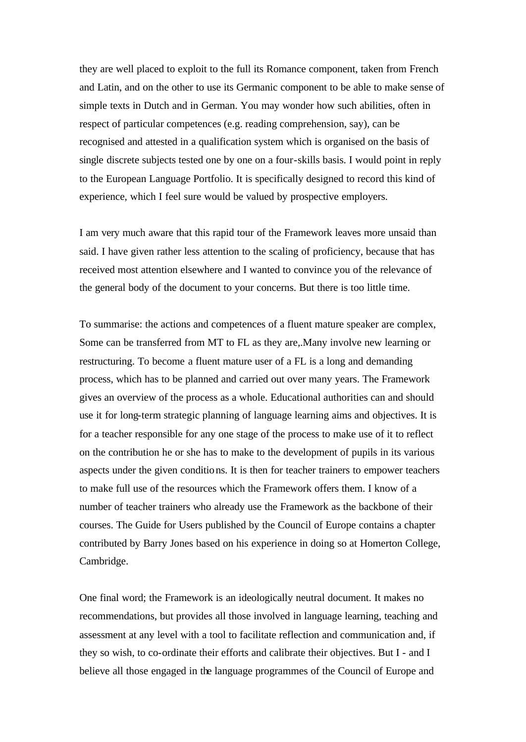they are well placed to exploit to the full its Romance component, taken from French and Latin, and on the other to use its Germanic component to be able to make sense of simple texts in Dutch and in German. You may wonder how such abilities, often in respect of particular competences (e.g. reading comprehension, say), can be recognised and attested in a qualification system which is organised on the basis of single discrete subjects tested one by one on a four-skills basis. I would point in reply to the European Language Portfolio. It is specifically designed to record this kind of experience, which I feel sure would be valued by prospective employers.

I am very much aware that this rapid tour of the Framework leaves more unsaid than said. I have given rather less attention to the scaling of proficiency, because that has received most attention elsewhere and I wanted to convince you of the relevance of the general body of the document to your concerns. But there is too little time.

To summarise: the actions and competences of a fluent mature speaker are complex, Some can be transferred from MT to FL as they are,.Many involve new learning or restructuring. To become a fluent mature user of a FL is a long and demanding process, which has to be planned and carried out over many years. The Framework gives an overview of the process as a whole. Educational authorities can and should use it for long-term strategic planning of language learning aims and objectives. It is for a teacher responsible for any one stage of the process to make use of it to reflect on the contribution he or she has to make to the development of pupils in its various aspects under the given conditions. It is then for teacher trainers to empower teachers to make full use of the resources which the Framework offers them. I know of a number of teacher trainers who already use the Framework as the backbone of their courses. The Guide for Users published by the Council of Europe contains a chapter contributed by Barry Jones based on his experience in doing so at Homerton College, Cambridge.

One final word; the Framework is an ideologically neutral document. It makes no recommendations, but provides all those involved in language learning, teaching and assessment at any level with a tool to facilitate reflection and communication and, if they so wish, to co-ordinate their efforts and calibrate their objectives. But I - and I believe all those engaged in the language programmes of the Council of Europe and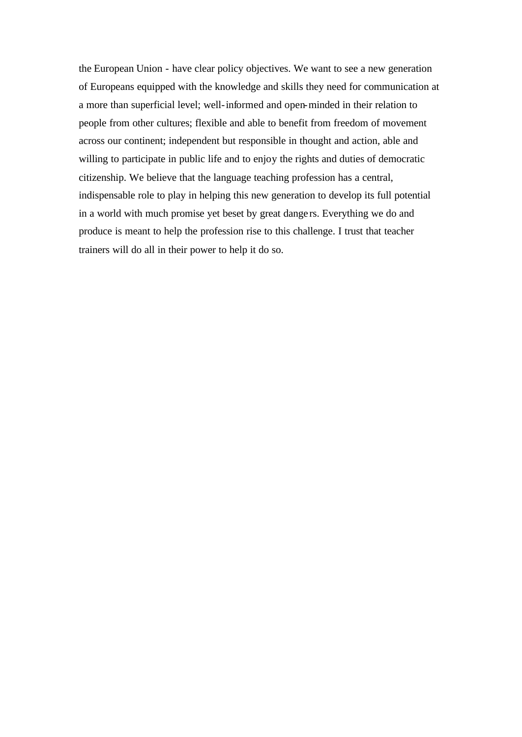the European Union - have clear policy objectives. We want to see a new generation of Europeans equipped with the knowledge and skills they need for communication at a more than superficial level; well-informed and open-minded in their relation to people from other cultures; flexible and able to benefit from freedom of movement across our continent; independent but responsible in thought and action, able and willing to participate in public life and to enjoy the rights and duties of democratic citizenship. We believe that the language teaching profession has a central, indispensable role to play in helping this new generation to develop its full potential in a world with much promise yet beset by great dangers. Everything we do and produce is meant to help the profession rise to this challenge. I trust that teacher trainers will do all in their power to help it do so.